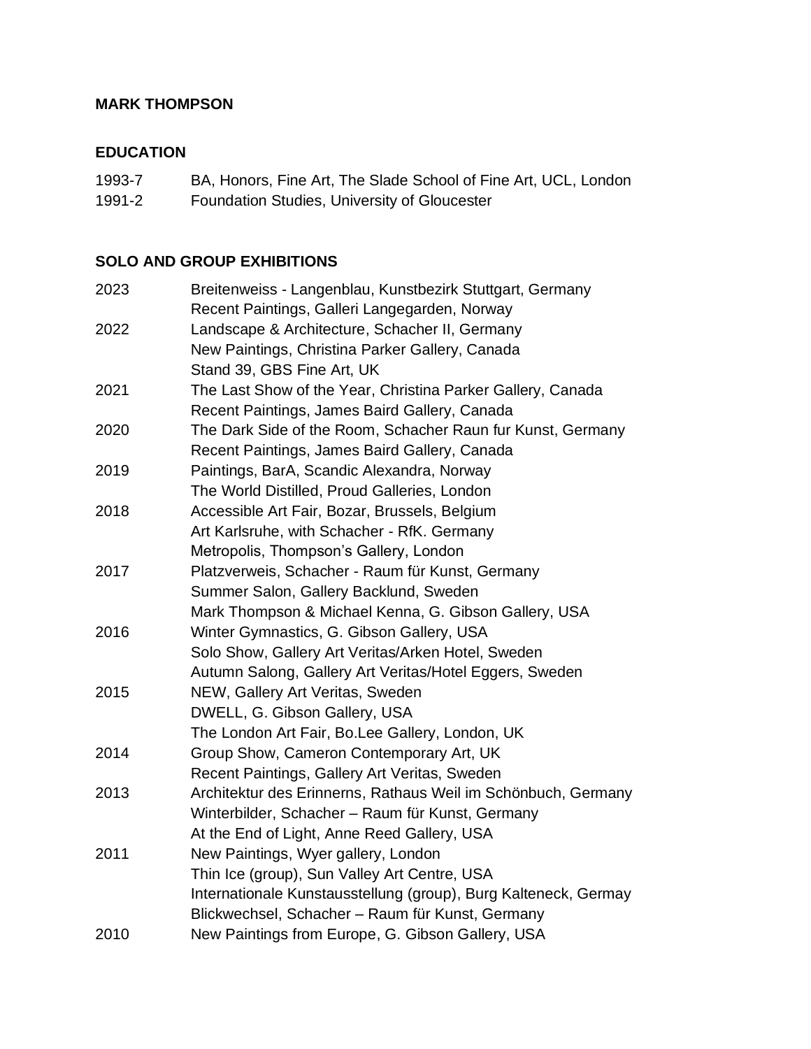# MARK THOMPSON

## EDUCATION

| | |
|---|---|
| 1993-7 | BA, Honors, Fine Art, The Slade School of Fine Art, UCL, London |
| 1991-2 | Foundation Studies, University of Gloucester |

## SOLO AND GROUP EXHIBITIONS

| | |
|---|---|
| 2023 | Breitenweiss - Langenblau, Kunstbezirk Stuttgart, Germany |
| | Recent Paintings, Galleri Langegarden, Norway |
| 2022 | Landscape & Architecture, Schacher II, Germany |
| | New Paintings, Christina Parker Gallery, Canada |
| | Stand 39, GBS Fine Art, UK |
| 2021 | The Last Show of the Year, Christina Parker Gallery, Canada |
| | Recent Paintings, James Baird Gallery, Canada |
| 2020 | The Dark Side of the Room, Schacher Raun fur Kunst, Germany |
| | Recent Paintings, James Baird Gallery, Canada |
| 2019 | Paintings, BarA, Scandic Alexandra, Norway |
| | The World Distilled, Proud Galleries, London |
| 2018 | Accessible Art Fair, Bozar, Brussels, Belgium |
| | Art Karlsruhe, with Schacher - RfK. Germany |
| | Metropolis, Thompson's Gallery, London |
| 2017 | Platzverweis, Schacher - Raum für Kunst, Germany |
| | Summer Salon, Gallery Backlund, Sweden |
| | Mark Thompson & Michael Kenna, G. Gibson Gallery, USA |
| 2016 | Winter Gymnastics, G. Gibson Gallery, USA |
| | Solo Show, Gallery Art Veritas/Arken Hotel, Sweden |
| | Autumn Salong, Gallery Art Veritas/Hotel Eggers, Sweden |
| 2015 | NEW, Gallery Art Veritas, Sweden |
| | DWELL, G. Gibson Gallery, USA |
| | The London Art Fair, Bo.Lee Gallery, London, UK |
| 2014 | Group Show, Cameron Contemporary Art, UK |
| | Recent Paintings, Gallery Art Veritas, Sweden |
| 2013 | Architektur des Erinnerns, Rathaus Weil im Schönbuch, Germany |
| | Winterbilder, Schacher – Raum für Kunst, Germany |
| | At the End of Light, Anne Reed Gallery, USA |
| 2011 | New Paintings, Wyer gallery, London |
| | Thin Ice (group), Sun Valley Art Centre, USA |
| | Internationale Kunstausstellung (group), Burg Kalteneck, Germay |
| | Blickwechsel, Schacher – Raum für Kunst, Germany |
| 2010 | New Paintings from Europe, G. Gibson Gallery, USA |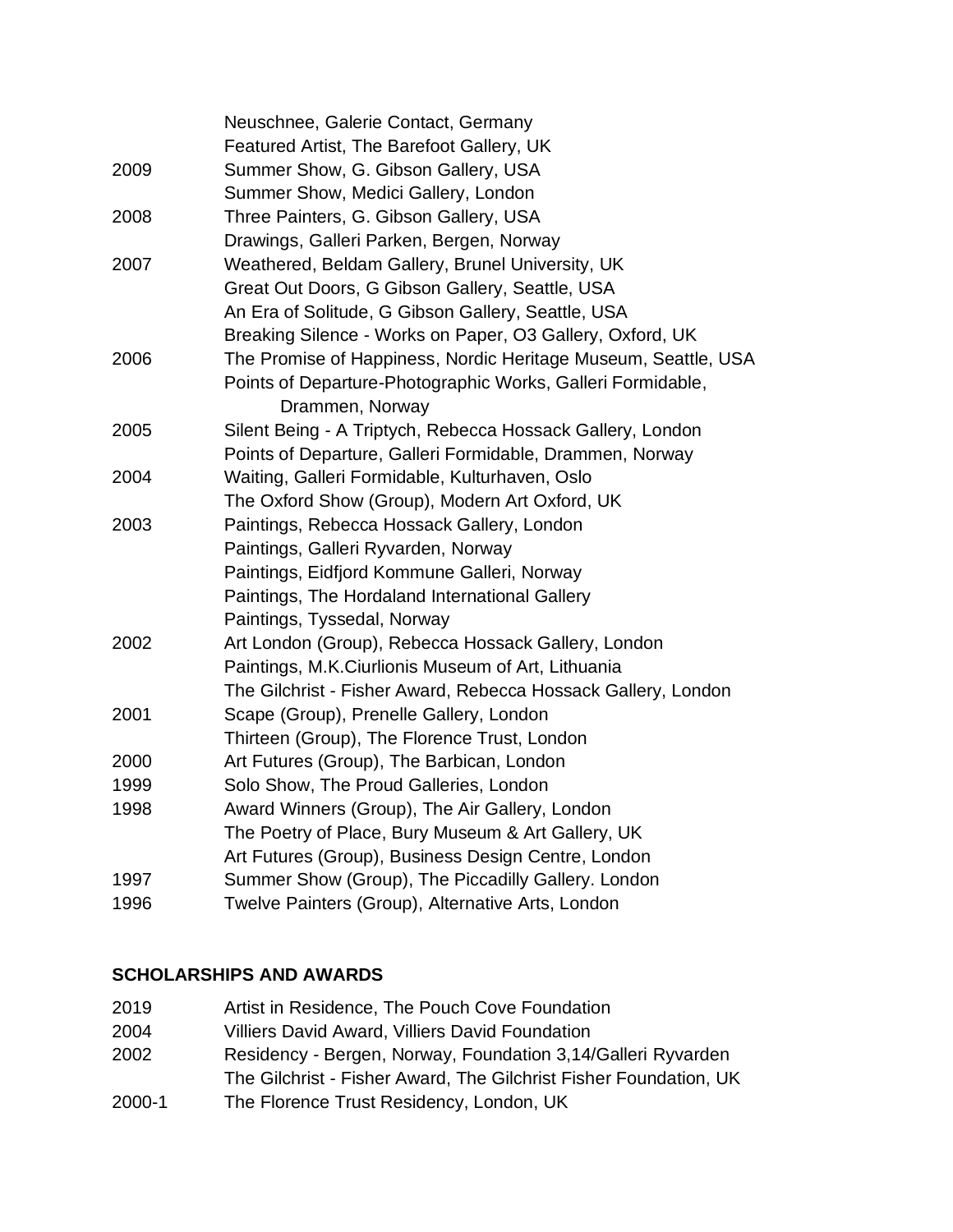| | |
|---|---|
| | Neuschnee, Galerie Contact, Germany |
| | Featured Artist, The Barefoot Gallery, UK |
| 2009 | Summer Show, G. Gibson Gallery, USA |
| | Summer Show, Medici Gallery, London |
| 2008 | Three Painters, G. Gibson Gallery, USA |
| | Drawings, Galleri Parken, Bergen, Norway |
| 2007 | Weathered, Beldam Gallery, Brunel University, UK |
| | Great Out Doors, G Gibson Gallery, Seattle, USA |
| | An Era of Solitude, G Gibson Gallery, Seattle, USA |
| | Breaking Silence - Works on Paper, O3 Gallery, Oxford, UK |
| 2006 | The Promise of Happiness, Nordic Heritage Museum, Seattle, USA |
| | Points of Departure-Photographic Works, Galleri Formidable, Drammen, Norway |
| 2005 | Silent Being - A Triptych, Rebecca Hossack Gallery, London |
| | Points of Departure, Galleri Formidable, Drammen, Norway |
| 2004 | Waiting, Galleri Formidable, Kulturhaven, Oslo |
| | The Oxford Show (Group), Modern Art Oxford, UK |
| 2003 | Paintings, Rebecca Hossack Gallery, London |
| | Paintings, Galleri Ryvarden, Norway |
| | Paintings, Eidfjord Kommune Galleri, Norway |
| | Paintings, The Hordaland International Gallery |
| | Paintings, Tyssedal, Norway |
| 2002 | Art London (Group), Rebecca Hossack Gallery, London |
| | Paintings, M.K.Ciurlionis Museum of Art, Lithuania |
| | The Gilchrist - Fisher Award, Rebecca Hossack Gallery, London |
| 2001 | Scape (Group), Prenelle Gallery, London |
| | Thirteen (Group), The Florence Trust, London |
| 2000 | Art Futures (Group), The Barbican, London |
| 1999 | Solo Show, The Proud Galleries, London |
| 1998 | Award Winners (Group), The Air Gallery, London |
| | The Poetry of Place, Bury Museum & Art Gallery, UK |
| | Art Futures (Group), Business Design Centre, London |
| 1997 | Summer Show (Group), The Piccadilly Gallery. London |
| 1996 | Twelve Painters (Group), Alternative Arts, London |

**SCHOLARSHIPS AND AWARDS**

| | |
|---|---|
| 2019 | Artist in Residence, The Pouch Cove Foundation |
| 2004 | Villiers David Award, Villiers David Foundation |
| 2002 | Residency - Bergen, Norway, Foundation 3,14/Galleri Ryvarden |
| | The Gilchrist - Fisher Award, The Gilchrist Fisher Foundation, UK |
| 2000-1 | The Florence Trust Residency, London, UK |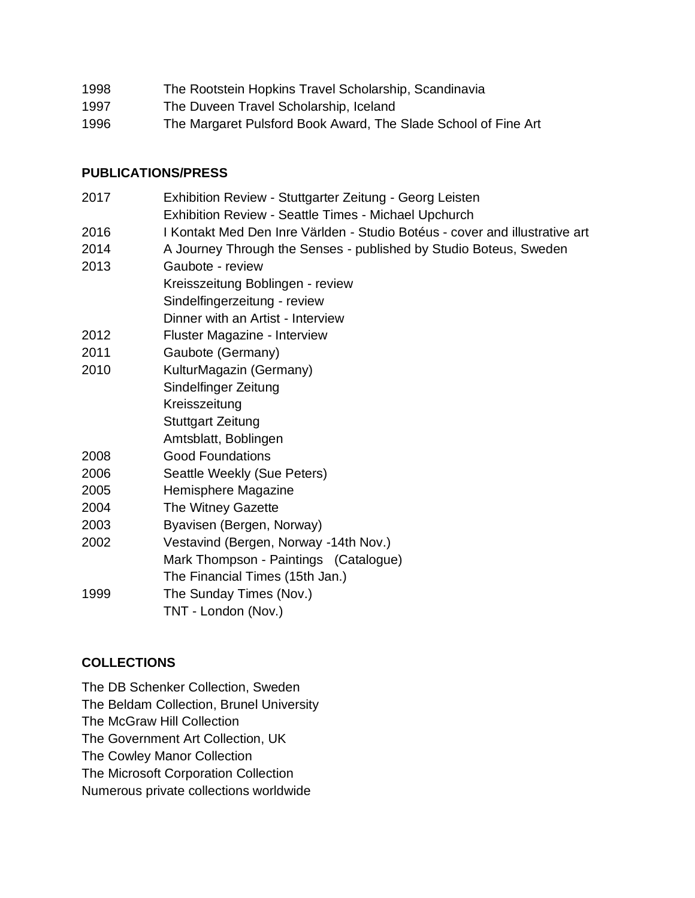| | |
|---|---|
| 1998 | The Rootstein Hopkins Travel Scholarship, Scandinavia |
| 1997 | The Duveen Travel Scholarship, Iceland |
| 1996 | The Margaret Pulsford Book Award, The Slade School of Fine Art |

**PUBLICATIONS/PRESS**

| | |
|---|---|
| 2017 | Exhibition Review - Stuttgarter Zeitung - Georg Leisten |
| | Exhibition Review - Seattle Times - Michael Upchurch |
| 2016 | I Kontakt Med Den Inre Världen - Studio Botéus - cover and illustrative art |
| 2014 | A Journey Through the Senses - published by Studio Boteus, Sweden |
| 2013 | Gaubote - review |
| | Kreisszeitung Boblingen - review |
| | Sindelfingerzeitung - review |
| | Dinner with an Artist - Interview |
| 2012 | Fluster Magazine - Interview |
| 2011 | Gaubote (Germany) |
| 2010 | KulturMagazin (Germany) |
| | Sindelfinger Zeitung |
| | Kreisszeitung |
| | Stuttgart Zeitung |
| | Amtsblatt, Boblingen |
| 2008 | Good Foundations |
| 2006 | Seattle Weekly (Sue Peters) |
| 2005 | Hemisphere Magazine |
| 2004 | The Witney Gazette |
| 2003 | Byavisen (Bergen, Norway) |
| 2002 | Vestavind (Bergen, Norway -14th Nov.) |
| | Mark Thompson - Paintings (Catalogue) |
| | The Financial Times (15th Jan.) |
| 1999 | The Sunday Times (Nov.) |
| | TNT - London (Nov.) |

**COLLECTIONS**

The DB Schenker Collection, Sweden
The Beldam Collection, Brunel University
The McGraw Hill Collection
The Government Art Collection, UK
The Cowley Manor Collection
The Microsoft Corporation Collection
Numerous private collections worldwide